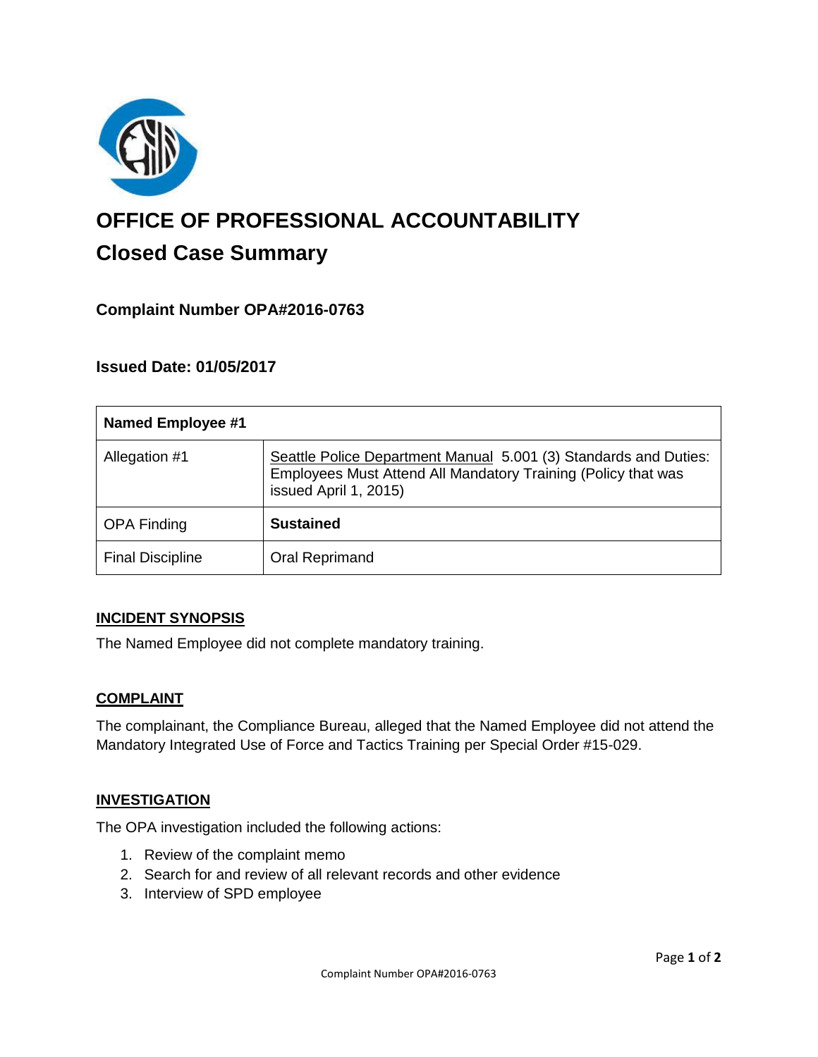# OFFICE OF PROFESSIONAL ACCOUNTABILITY

## Closed Case Summary

### Complaint Number OPA#2016-0763

### Issued Date: 01/05/2017

| **Named Employee #1** | |
|---|---|
| Allegation #1 | Seattle Police Department Manual 5.001 (3) Standards and Duties: Employees Must Attend All Mandatory Training (Policy that was issued April 1, 2015) |
| OPA Finding | **Sustained** |
| Final Discipline | Oral Reprimand |

**INCIDENT SYNOPSIS**

The Named Employee did not complete mandatory training.

**COMPLAINT**

The complainant, the Compliance Bureau, alleged that the Named Employee did not attend the Mandatory Integrated Use of Force and Tactics Training per Special Order #15-029.

**INVESTIGATION**

The OPA investigation included the following actions:

1. Review of the complaint memo
2. Search for and review of all relevant records and other evidence
3. Interview of SPD employee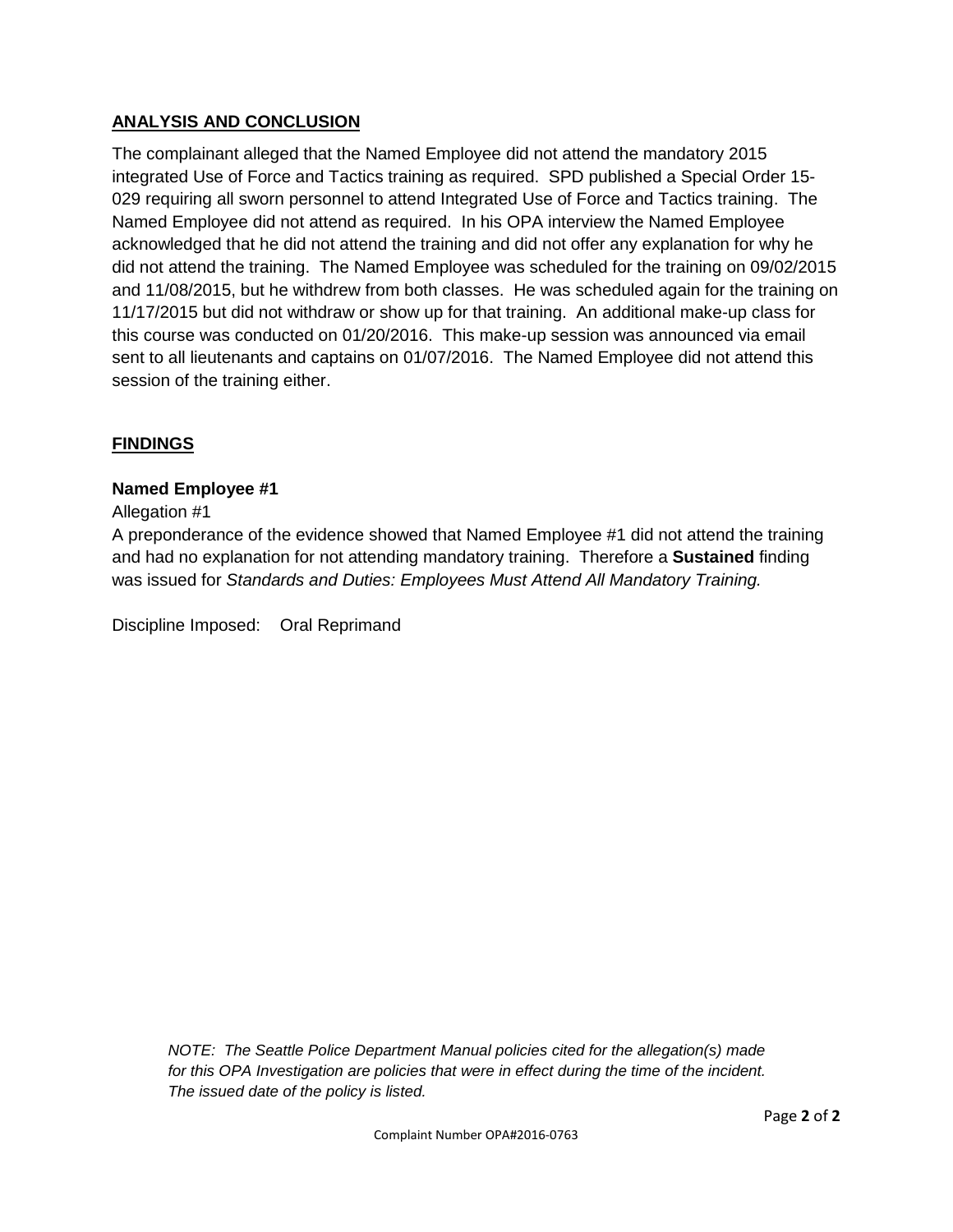## ANALYSIS AND CONCLUSION

The complainant alleged that the Named Employee did not attend the mandatory 2015 integrated Use of Force and Tactics training as required. SPD published a Special Order 15-029 requiring all sworn personnel to attend Integrated Use of Force and Tactics training. The Named Employee did not attend as required. In his OPA interview the Named Employee acknowledged that he did not attend the training and did not offer any explanation for why he did not attend the training. The Named Employee was scheduled for the training on 09/02/2015 and 11/08/2015, but he withdrew from both classes. He was scheduled again for the training on 11/17/2015 but did not withdraw or show up for that training. An additional make-up class for this course was conducted on 01/20/2016. This make-up session was announced via email sent to all lieutenants and captains on 01/07/2016. The Named Employee did not attend this session of the training either.

## FINDINGS

**Named Employee #1**

Allegation #1

A preponderance of the evidence showed that Named Employee #1 did not attend the training and had no explanation for not attending mandatory training. Therefore a **Sustained** finding was issued for *Standards and Duties: Employees Must Attend All Mandatory Training.*

Discipline Imposed: Oral Reprimand

*NOTE: The Seattle Police Department Manual policies cited for the allegation(s) made for this OPA Investigation are policies that were in effect during the time of the incident. The issued date of the policy is listed.*

Complaint Number OPA#2016-0763